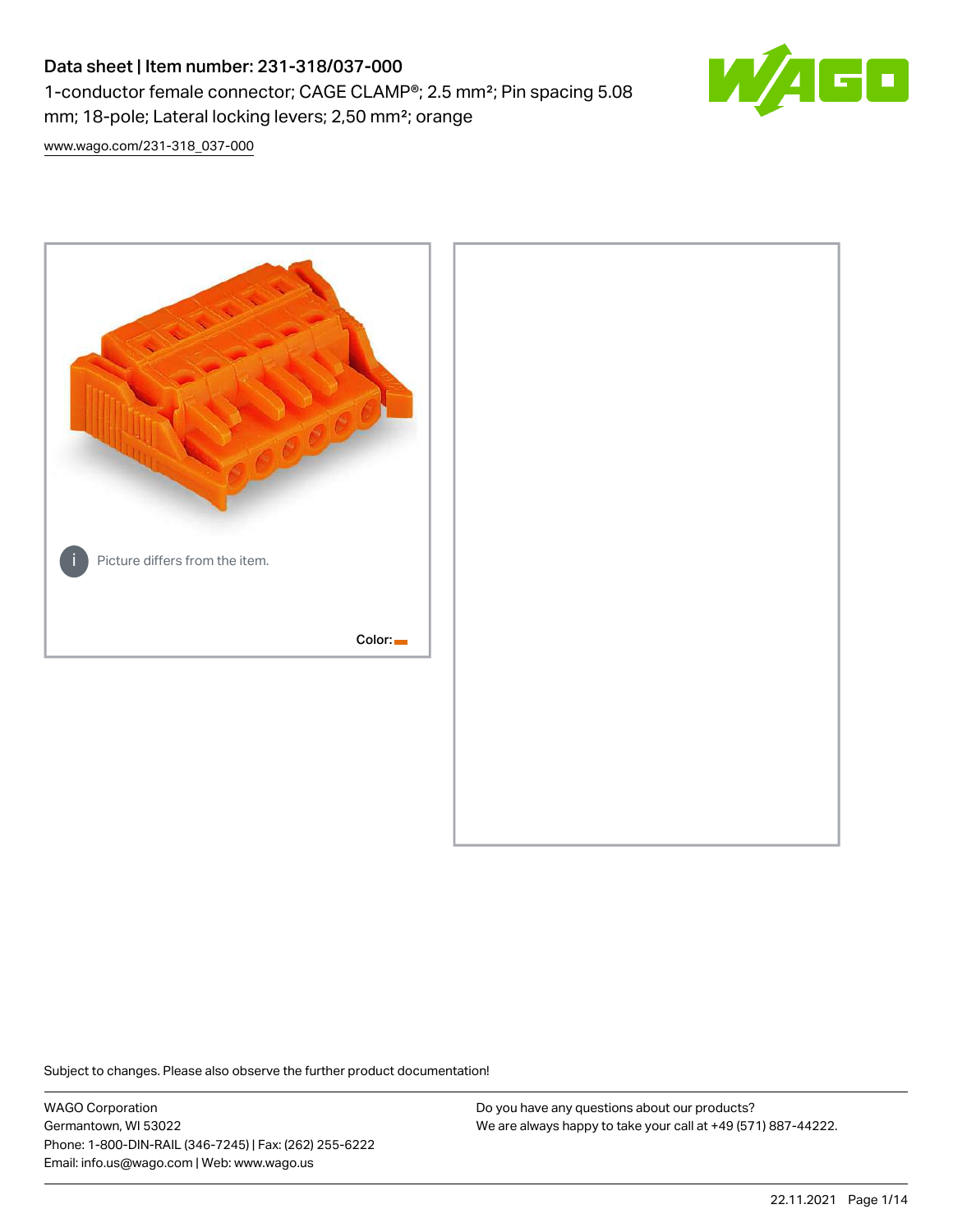# Data sheet | Item number: 231-318/037-000

1-conductor female connector; CAGE CLAMP®; 2.5 mm²; Pin spacing 5.08 mm; 18-pole; Lateral locking levers; 2,50 mm²; orange

www.wago.com/231-318_037-000

Picture differs from the item.

Color:

Subject to changes. Please also observe the further product documentation!

WAGO Corporation
Germantown, WI 53022
Phone: 1-800-DIN-RAIL (346-7245) | Fax: (262) 255-6222
Email: info.us@wago.com | Web: www.wago.us

Do you have any questions about our products?
We are always happy to take your call at +49 (571) 887-44222.

22.11.2021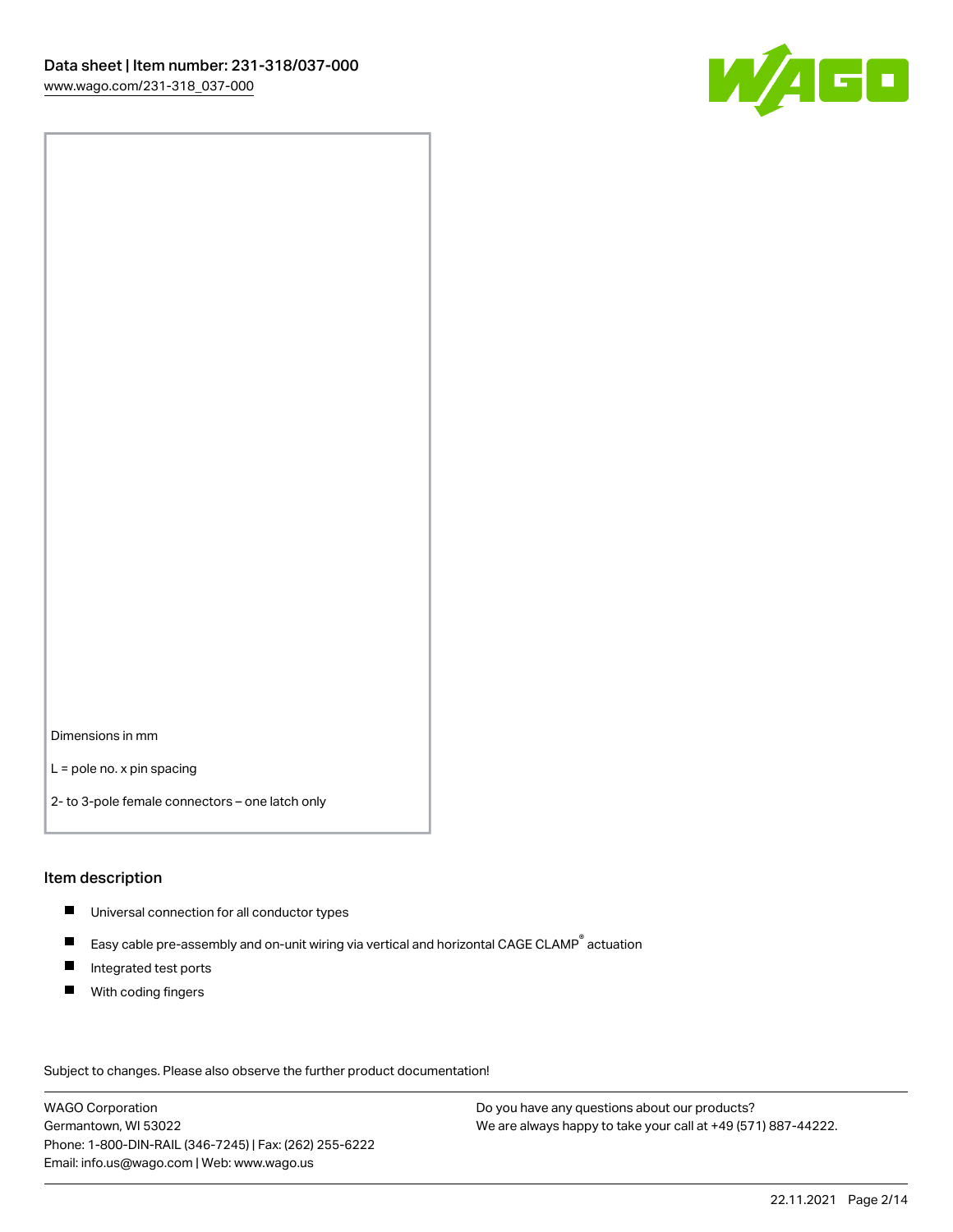Dimensions in mm

L = pole no. x pin spacing

2- to 3-pole female connectors – one latch only

## Item description

- Universal connection for all conductor types
- Easy cable pre-assembly and on-unit wiring via vertical and horizontal CAGE CLAMP® actuation
- Integrated test ports
- With coding fingers

Subject to changes. Please also observe the further product documentation!

WAGO Corporation
Germantown, WI 53022
Phone: 1-800-DIN-RAIL (346-7245) | Fax: (262) 255-6222
Email: info.us@wago.com | Web: www.wago.us

Do you have any questions about our products?
We are always happy to take your call at +49 (571) 887-44222.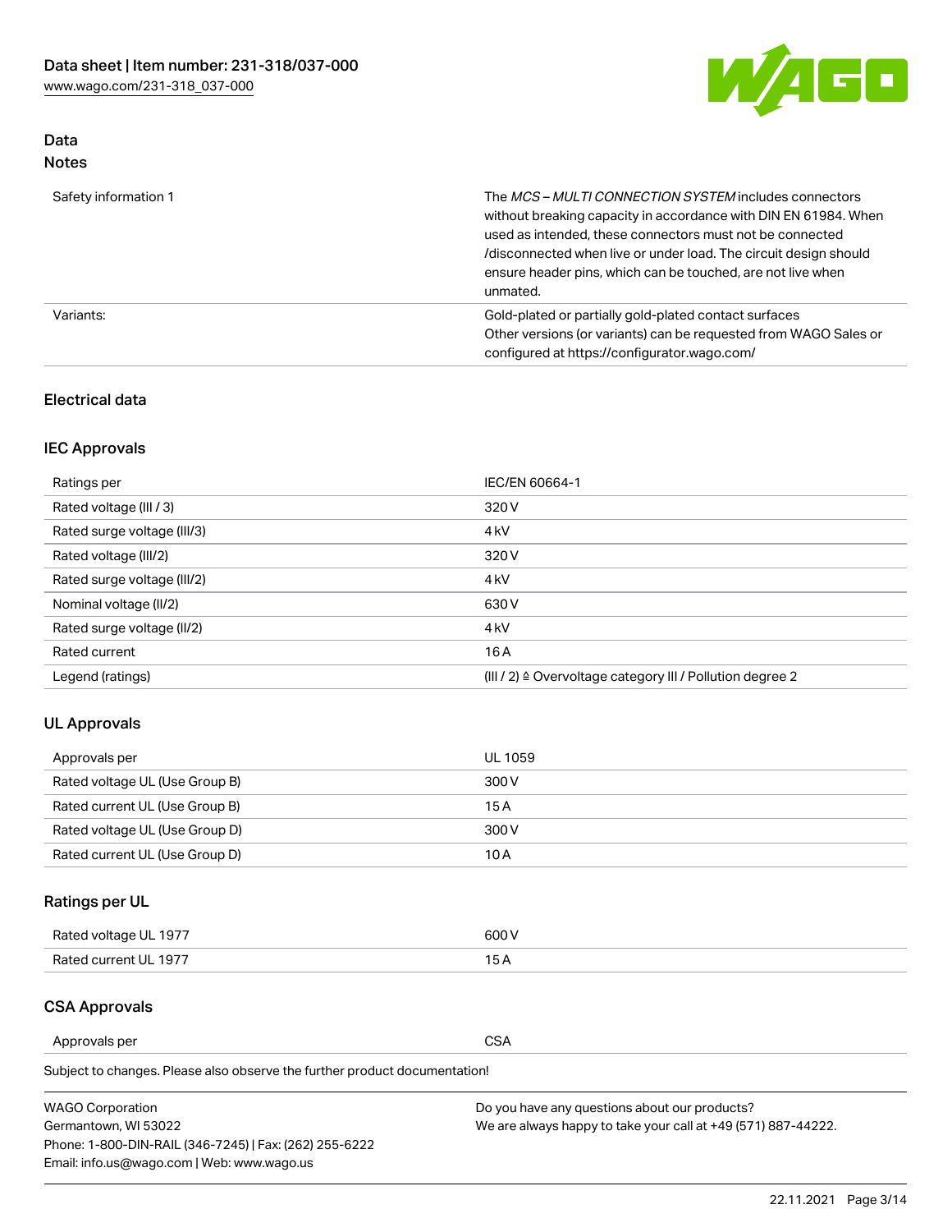## Data

### Notes

| | |
|---|---|
| Safety information 1 | The *MCS – MULTI CONNECTION SYSTEM* includes connectors without breaking capacity in accordance with DIN EN 61984. When used as intended, these connectors must not be connected /disconnected when live or under load. The circuit design should ensure header pins, which can be touched, are not live when unmated. |
| Variants: | Gold-plated or partially gold-plated contact surfaces<br>Other versions (or variants) can be requested from WAGO Sales or configured at https://configurator.wago.com/ |

## Electrical data

### IEC Approvals

| | |
|---|---|
| Ratings per | IEC/EN 60664-1 |
| Rated voltage (III / 3) | 320 V |
| Rated surge voltage (III/3) | 4 kV |
| Rated voltage (III/2) | 320 V |
| Rated surge voltage (III/2) | 4 kV |
| Nominal voltage (II/2) | 630 V |
| Rated surge voltage (II/2) | 4 kV |
| Rated current | 16 A |
| Legend (ratings) | (III / 2) ≙ Overvoltage category III / Pollution degree 2 |

### UL Approvals

| | |
|---|---|
| Approvals per | UL 1059 |
| Rated voltage UL (Use Group B) | 300 V |
| Rated current UL (Use Group B) | 15 A |
| Rated voltage UL (Use Group D) | 300 V |
| Rated current UL (Use Group D) | 10 A |

### Ratings per UL

| | |
|---|---|
| Rated voltage UL 1977 | 600 V |
| Rated current UL 1977 | 15 A |

### CSA Approvals

| | |
|---|---|
| Approvals per | CSA |

Subject to changes. Please also observe the further product documentation!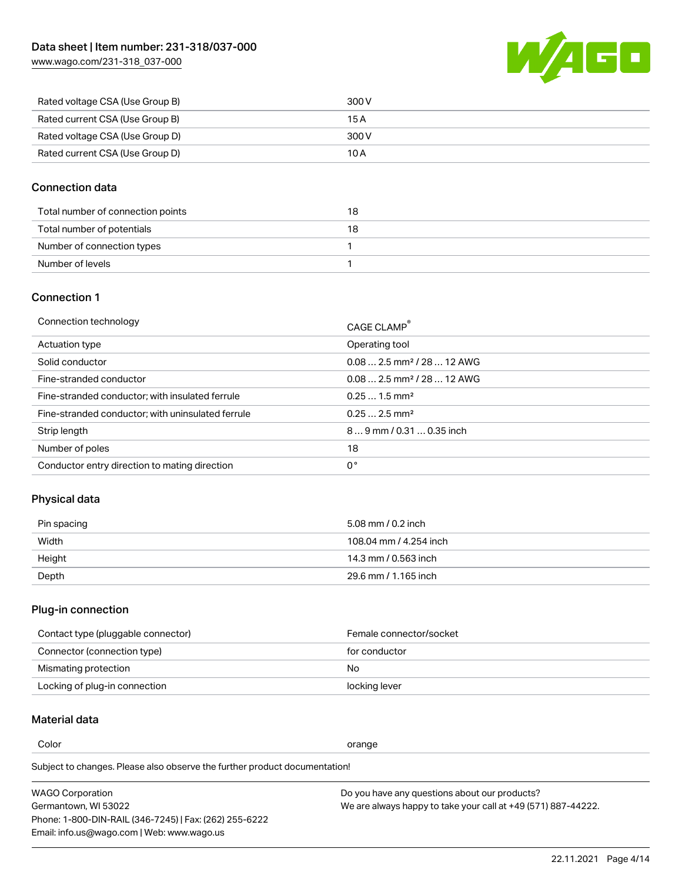| | |
|---|---|
| Rated voltage CSA (Use Group B) | 300 V |
| Rated current CSA (Use Group B) | 15 A |
| Rated voltage CSA (Use Group D) | 300 V |
| Rated current CSA (Use Group D) | 10 A |

## Connection data

| | |
|---|---|
| Total number of connection points | 18 |
| Total number of potentials | 18 |
| Number of connection types | 1 |
| Number of levels | 1 |

## Connection 1

| | |
|---|---|
| Connection technology | CAGE CLAMP® |
| Actuation type | Operating tool |
| Solid conductor | 0.08 … 2.5 mm² / 28 … 12 AWG |
| Fine-stranded conductor | 0.08 … 2.5 mm² / 28 … 12 AWG |
| Fine-stranded conductor; with insulated ferrule | 0.25 … 1.5 mm² |
| Fine-stranded conductor; with uninsulated ferrule | 0.25 … 2.5 mm² |
| Strip length | 8 … 9 mm / 0.31 … 0.35 inch |
| Number of poles | 18 |
| Conductor entry direction to mating direction | 0 ° |

## Physical data

| | |
|---|---|
| Pin spacing | 5.08 mm / 0.2 inch |
| Width | 108.04 mm / 4.254 inch |
| Height | 14.3 mm / 0.563 inch |
| Depth | 29.6 mm / 1.165 inch |

## Plug-in connection

| | |
|---|---|
| Contact type (pluggable connector) | Female connector/socket |
| Connector (connection type) | for conductor |
| Mismating protection | No |
| Locking of plug-in connection | locking lever |

## Material data

| | |
|---|---|
| Color | orange |

Subject to changes. Please also observe the further product documentation!

WAGO Corporation
Germantown, WI 53022
Phone: 1-800-DIN-RAIL (346-7245) | Fax: (262) 255-6222
Email: info.us@wago.com | Web: www.wago.us

Do you have any questions about our products?
We are always happy to take your call at +49 (571) 887-44222.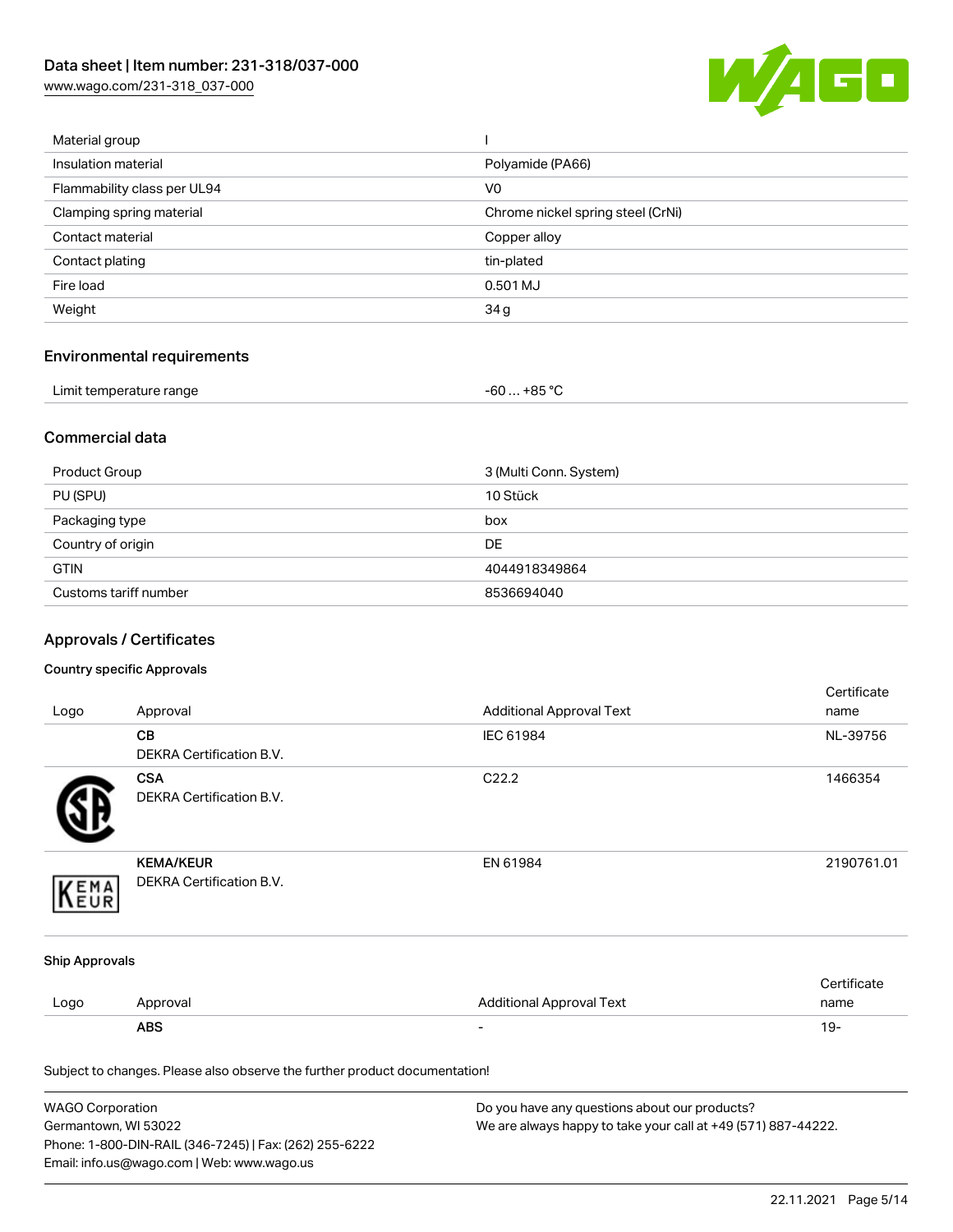| | |
|---|---|
| Material group | I |
| Insulation material | Polyamide (PA66) |
| Flammability class per UL94 | V0 |
| Clamping spring material | Chrome nickel spring steel (CrNi) |
| Contact material | Copper alloy |
| Contact plating | tin-plated |
| Fire load | 0.501 MJ |
| Weight | 34 g |

## Environmental requirements

| | |
|---|---|
| Limit temperature range | -60 … +85 °C |

## Commercial data

| | |
|---|---|
| Product Group | 3 (Multi Conn. System) |
| PU (SPU) | 10 Stück |
| Packaging type | box |
| Country of origin | DE |
| GTIN | 4044918349864 |
| Customs tariff number | 8536694040 |

## Approvals / Certificates

### Country specific Approvals

| Logo | Approval | Additional Approval Text | Certificate name |
|---|---|---|---|
| | **CB**<br>DEKRA Certification B.V. | IEC 61984 | NL-39756 |
| | **CSA**<br>DEKRA Certification B.V. | C22.2 | 1466354 |
| | **KEMA/KEUR**<br>DEKRA Certification B.V. | EN 61984 | 2190761.01 |

### Ship Approvals

| Logo | Approval | Additional Approval Text | Certificate name |
|---|---|---|---|
| | **ABS** | - | 19- |

Subject to changes. Please also observe the further product documentation!

WAGO Corporation
Germantown, WI 53022
Phone: 1-800-DIN-RAIL (346-7245) | Fax: (262) 255-6222
Email: info.us@wago.com | Web: www.wago.us

Do you have any questions about our products?
We are always happy to take your call at +49 (571) 887-44222.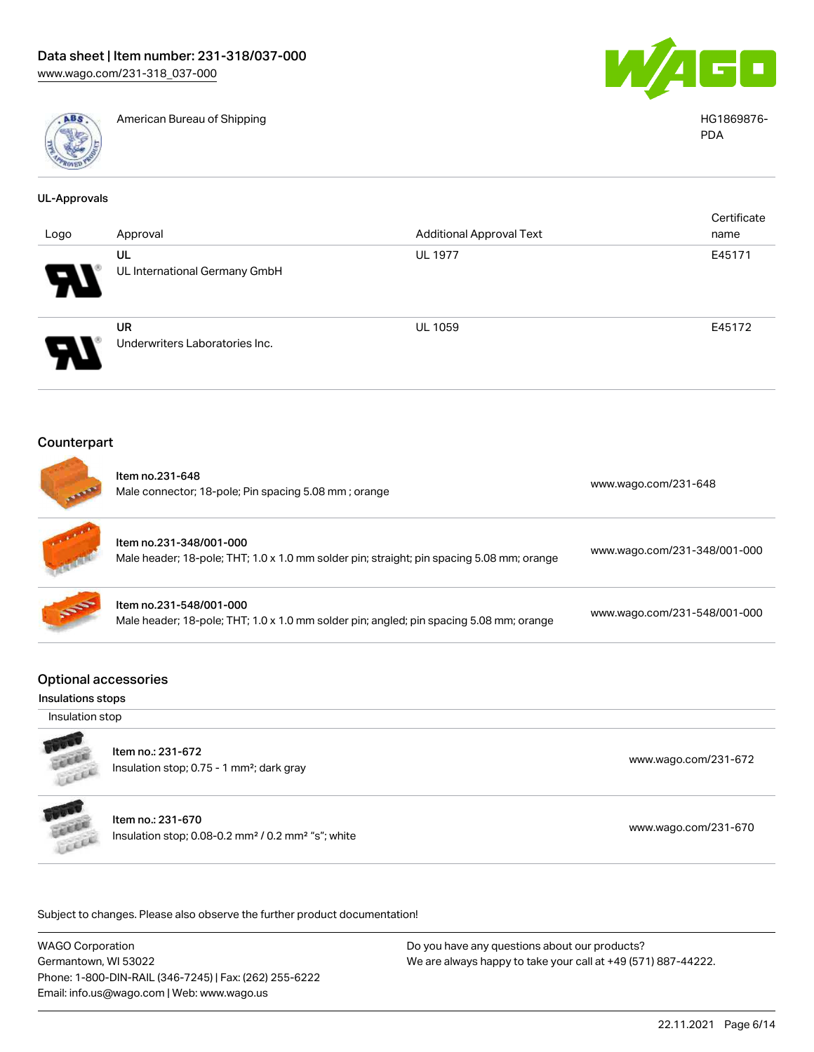| | | |
|---|---|---|
| | American Bureau of Shipping | HG1869876-PDA |

**UL-Approvals**

| Logo | Approval | Additional Approval Text | Certificate name |
|---|---|---|---|
| | UL<br>UL International Germany GmbH | UL 1977 | E45171 |
| | UR<br>Underwriters Laboratories Inc. | UL 1059 | E45172 |

## Counterpart

| | | |
|---|---|---|
| | Item no.231-648<br>Male connector; 18-pole; Pin spacing 5.08 mm ; orange | www.wago.com/231-648 |
| | Item no.231-348/001-000<br>Male header; 18-pole; THT; 1.0 x 1.0 mm solder pin; straight; pin spacing 5.08 mm; orange | www.wago.com/231-348/001-000 |
| | Item no.231-548/001-000<br>Male header; 18-pole; THT; 1.0 x 1.0 mm solder pin; angled; pin spacing 5.08 mm; orange | www.wago.com/231-548/001-000 |

## Optional accessories

**Insulations stops**

Insulation stop

| | | |
|---|---|---|
| | Item no.: 231-672<br>Insulation stop; 0.75 - 1 mm²; dark gray | www.wago.com/231-672 |
| | Item no.: 231-670<br>Insulation stop; 0.08-0.2 mm² / 0.2 mm² "s"; white | www.wago.com/231-670 |

Subject to changes. Please also observe the further product documentation!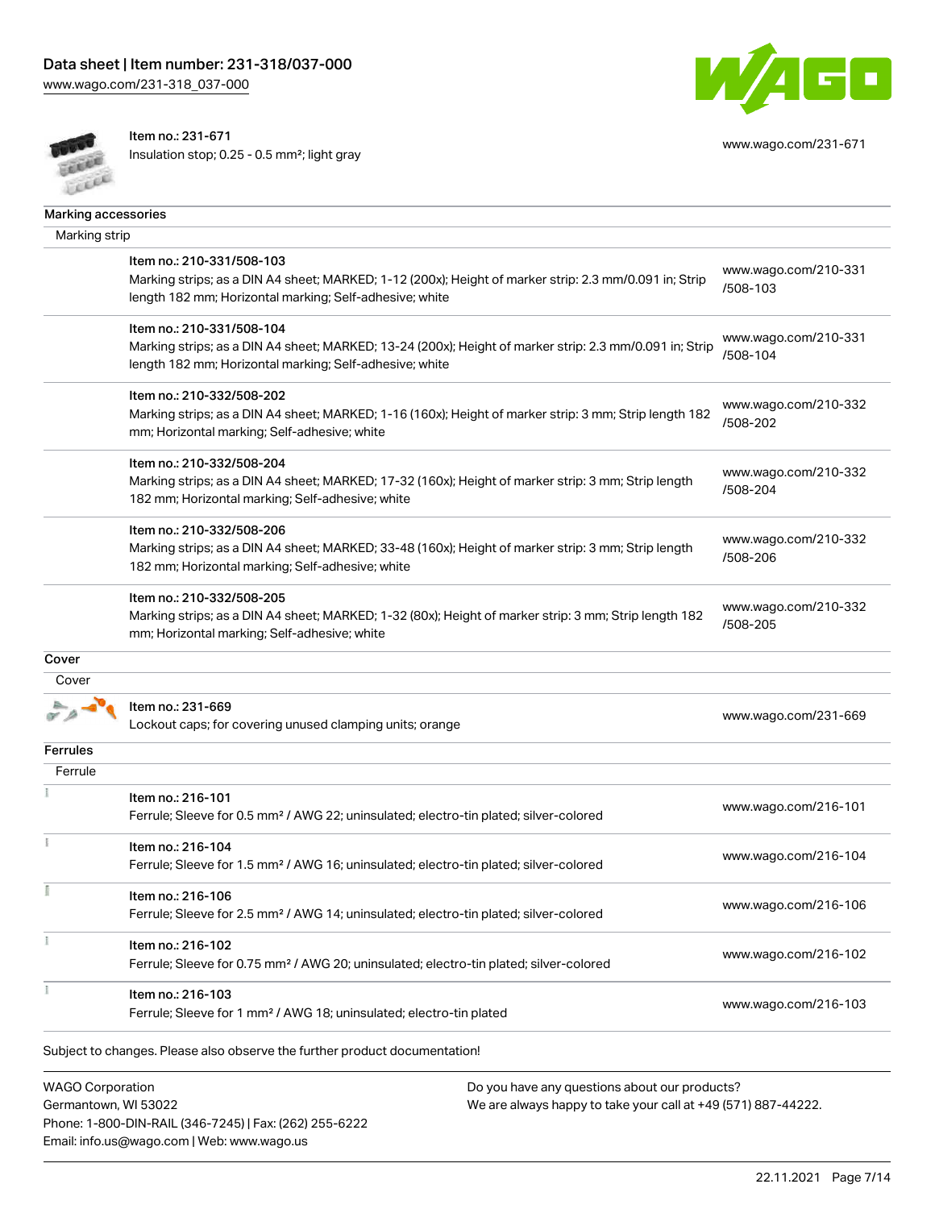Item no.: 231-671
Insulation stop; 0.25 - 0.5 mm²; light gray

www.wago.com/231-671

## Marking accessories

### Marking strip

| Item | Link |
| --- | --- |
| Item no.: 210-331/508-103<br>Marking strips; as a DIN A4 sheet; MARKED; 1-12 (200x); Height of marker strip: 2.3 mm/0.091 in; Strip length 182 mm; Horizontal marking; Self-adhesive; white | www.wago.com/210-331/508-103 |
| Item no.: 210-331/508-104<br>Marking strips; as a DIN A4 sheet; MARKED; 13-24 (200x); Height of marker strip: 2.3 mm/0.091 in; Strip length 182 mm; Horizontal marking; Self-adhesive; white | www.wago.com/210-331/508-104 |
| Item no.: 210-332/508-202<br>Marking strips; as a DIN A4 sheet; MARKED; 1-16 (160x); Height of marker strip: 3 mm; Strip length 182 mm; Horizontal marking; Self-adhesive; white | www.wago.com/210-332/508-202 |
| Item no.: 210-332/508-204<br>Marking strips; as a DIN A4 sheet; MARKED; 17-32 (160x); Height of marker strip: 3 mm; Strip length 182 mm; Horizontal marking; Self-adhesive; white | www.wago.com/210-332/508-204 |
| Item no.: 210-332/508-206<br>Marking strips; as a DIN A4 sheet; MARKED; 33-48 (160x); Height of marker strip: 3 mm; Strip length 182 mm; Horizontal marking; Self-adhesive; white | www.wago.com/210-332/508-206 |
| Item no.: 210-332/508-205<br>Marking strips; as a DIN A4 sheet; MARKED; 1-32 (80x); Height of marker strip: 3 mm; Strip length 182 mm; Horizontal marking; Self-adhesive; white | www.wago.com/210-332/508-205 |

## Cover

### Cover

| Item | Link |
| --- | --- |
| Item no.: 231-669<br>Lockout caps; for covering unused clamping units; orange | www.wago.com/231-669 |

## Ferrules

### Ferrule

| Item | Link |
| --- | --- |
| Item no.: 216-101<br>Ferrule; Sleeve for 0.5 mm² / AWG 22; uninsulated; electro-tin plated; silver-colored | www.wago.com/216-101 |
| Item no.: 216-104<br>Ferrule; Sleeve for 1.5 mm² / AWG 16; uninsulated; electro-tin plated; silver-colored | www.wago.com/216-104 |
| Item no.: 216-106<br>Ferrule; Sleeve for 2.5 mm² / AWG 14; uninsulated; electro-tin plated; silver-colored | www.wago.com/216-106 |
| Item no.: 216-102<br>Ferrule; Sleeve for 0.75 mm² / AWG 20; uninsulated; electro-tin plated; silver-colored | www.wago.com/216-102 |
| Item no.: 216-103<br>Ferrule; Sleeve for 1 mm² / AWG 18; uninsulated; electro-tin plated | www.wago.com/216-103 |

Subject to changes. Please also observe the further product documentation!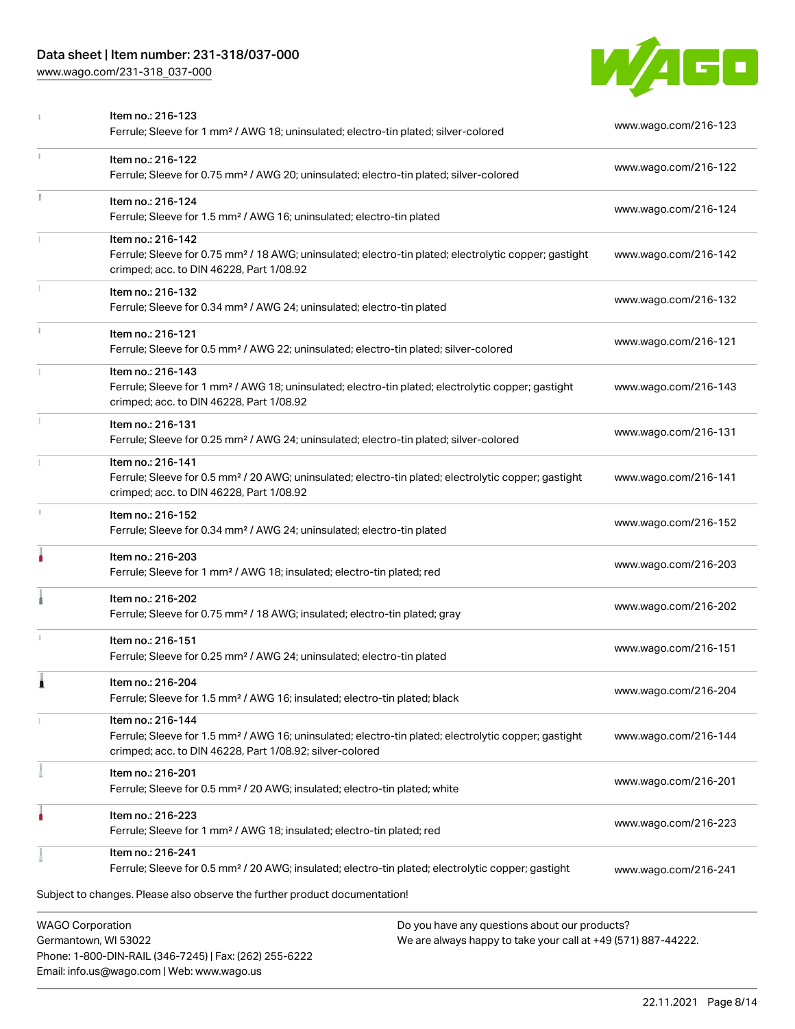| | | |
|---|---|---|
| | Item no.: 216-123<br>Ferrule; Sleeve for 1 mm² / AWG 18; uninsulated; electro-tin plated; silver-colored | www.wago.com/216-123 |
| | Item no.: 216-122<br>Ferrule; Sleeve for 0.75 mm² / AWG 20; uninsulated; electro-tin plated; silver-colored | www.wago.com/216-122 |
| | Item no.: 216-124<br>Ferrule; Sleeve for 1.5 mm² / AWG 16; uninsulated; electro-tin plated | www.wago.com/216-124 |
| | Item no.: 216-142<br>Ferrule; Sleeve for 0.75 mm² / 18 AWG; uninsulated; electro-tin plated; electrolytic copper; gastight crimped; acc. to DIN 46228, Part 1/08.92 | www.wago.com/216-142 |
| | Item no.: 216-132<br>Ferrule; Sleeve for 0.34 mm² / AWG 24; uninsulated; electro-tin plated | www.wago.com/216-132 |
| | Item no.: 216-121<br>Ferrule; Sleeve for 0.5 mm² / AWG 22; uninsulated; electro-tin plated; silver-colored | www.wago.com/216-121 |
| | Item no.: 216-143<br>Ferrule; Sleeve for 1 mm² / AWG 18; uninsulated; electro-tin plated; electrolytic copper; gastight crimped; acc. to DIN 46228, Part 1/08.92 | www.wago.com/216-143 |
| | Item no.: 216-131<br>Ferrule; Sleeve for 0.25 mm² / AWG 24; uninsulated; electro-tin plated; silver-colored | www.wago.com/216-131 |
| | Item no.: 216-141<br>Ferrule; Sleeve for 0.5 mm² / 20 AWG; uninsulated; electro-tin plated; electrolytic copper; gastight crimped; acc. to DIN 46228, Part 1/08.92 | www.wago.com/216-141 |
| | Item no.: 216-152<br>Ferrule; Sleeve for 0.34 mm² / AWG 24; uninsulated; electro-tin plated | www.wago.com/216-152 |
| | Item no.: 216-203<br>Ferrule; Sleeve for 1 mm² / AWG 18; insulated; electro-tin plated; red | www.wago.com/216-203 |
| | Item no.: 216-202<br>Ferrule; Sleeve for 0.75 mm² / 18 AWG; insulated; electro-tin plated; gray | www.wago.com/216-202 |
| | Item no.: 216-151<br>Ferrule; Sleeve for 0.25 mm² / AWG 24; uninsulated; electro-tin plated | www.wago.com/216-151 |
| | Item no.: 216-204<br>Ferrule; Sleeve for 1.5 mm² / AWG 16; insulated; electro-tin plated; black | www.wago.com/216-204 |
| | Item no.: 216-144<br>Ferrule; Sleeve for 1.5 mm² / AWG 16; uninsulated; electro-tin plated; electrolytic copper; gastight crimped; acc. to DIN 46228, Part 1/08.92; silver-colored | www.wago.com/216-144 |
| | Item no.: 216-201<br>Ferrule; Sleeve for 0.5 mm² / 20 AWG; insulated; electro-tin plated; white | www.wago.com/216-201 |
| | Item no.: 216-223<br>Ferrule; Sleeve for 1 mm² / AWG 18; insulated; electro-tin plated; red | www.wago.com/216-223 |
| | Item no.: 216-241<br>Ferrule; Sleeve for 0.5 mm² / 20 AWG; insulated; electro-tin plated; electrolytic copper; gastight | www.wago.com/216-241 |

Subject to changes. Please also observe the further product documentation!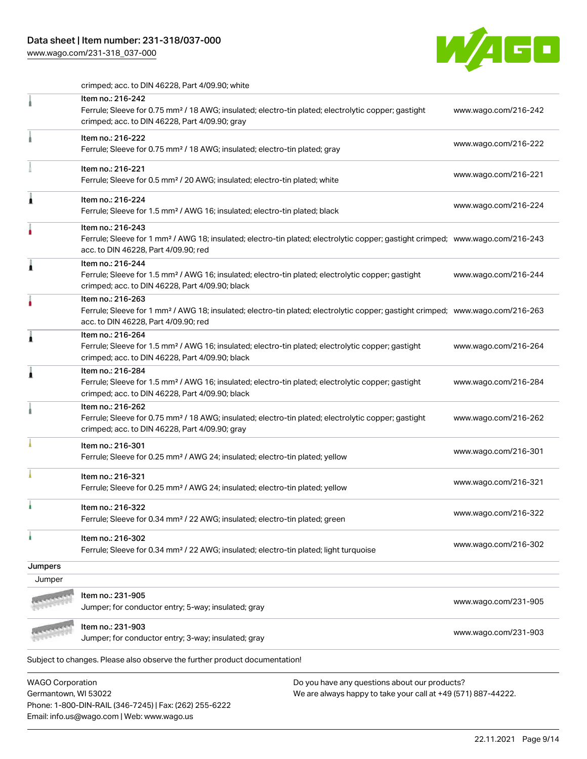crimped; acc. to DIN 46228, Part 4/09.90; white

| | | |
|---|---|---|
| | Item no.: 216-242<br>Ferrule; Sleeve for 0.75 mm² / 18 AWG; insulated; electro-tin plated; electrolytic copper; gastight crimped; acc. to DIN 46228, Part 4/09.90; gray | www.wago.com/216-242 |
| | Item no.: 216-222<br>Ferrule; Sleeve for 0.75 mm² / 18 AWG; insulated; electro-tin plated; gray | www.wago.com/216-222 |
| | Item no.: 216-221<br>Ferrule; Sleeve for 0.5 mm² / 20 AWG; insulated; electro-tin plated; white | www.wago.com/216-221 |
| | Item no.: 216-224<br>Ferrule; Sleeve for 1.5 mm² / AWG 16; insulated; electro-tin plated; black | www.wago.com/216-224 |
| | Item no.: 216-243<br>Ferrule; Sleeve for 1 mm² / AWG 18; insulated; electro-tin plated; electrolytic copper; gastight crimped; acc. to DIN 46228, Part 4/09.90; red | www.wago.com/216-243 |
| | Item no.: 216-244<br>Ferrule; Sleeve for 1.5 mm² / AWG 16; insulated; electro-tin plated; electrolytic copper; gastight crimped; acc. to DIN 46228, Part 4/09.90; black | www.wago.com/216-244 |
| | Item no.: 216-263<br>Ferrule; Sleeve for 1 mm² / AWG 18; insulated; electro-tin plated; electrolytic copper; gastight crimped; acc. to DIN 46228, Part 4/09.90; red | www.wago.com/216-263 |
| | Item no.: 216-264<br>Ferrule; Sleeve for 1.5 mm² / AWG 16; insulated; electro-tin plated; electrolytic copper; gastight crimped; acc. to DIN 46228, Part 4/09.90; black | www.wago.com/216-264 |
| | Item no.: 216-284<br>Ferrule; Sleeve for 1.5 mm² / AWG 16; insulated; electro-tin plated; electrolytic copper; gastight crimped; acc. to DIN 46228, Part 4/09.90; black | www.wago.com/216-284 |
| | Item no.: 216-262<br>Ferrule; Sleeve for 0.75 mm² / 18 AWG; insulated; electro-tin plated; electrolytic copper; gastight crimped; acc. to DIN 46228, Part 4/09.90; gray | www.wago.com/216-262 |
| | Item no.: 216-301<br>Ferrule; Sleeve for 0.25 mm² / AWG 24; insulated; electro-tin plated; yellow | www.wago.com/216-301 |
| | Item no.: 216-321<br>Ferrule; Sleeve for 0.25 mm² / AWG 24; insulated; electro-tin plated; yellow | www.wago.com/216-321 |
| | Item no.: 216-322<br>Ferrule; Sleeve for 0.34 mm² / 22 AWG; insulated; electro-tin plated; green | www.wago.com/216-322 |
| | Item no.: 216-302<br>Ferrule; Sleeve for 0.34 mm² / 22 AWG; insulated; electro-tin plated; light turquoise | www.wago.com/216-302 |

**Jumpers**

Jumper

| | | |
|---|---|---|
| | Item no.: 231-905<br>Jumper; for conductor entry; 5-way; insulated; gray | www.wago.com/231-905 |
| | Item no.: 231-903<br>Jumper; for conductor entry; 3-way; insulated; gray | www.wago.com/231-903 |

Subject to changes. Please also observe the further product documentation!

WAGO Corporation
Germantown, WI 53022
Phone: 1-800-DIN-RAIL (346-7245) | Fax: (262) 255-6222
Email: info.us@wago.com | Web: www.wago.us

Do you have any questions about our products?
We are always happy to take your call at +49 (571) 887-44222.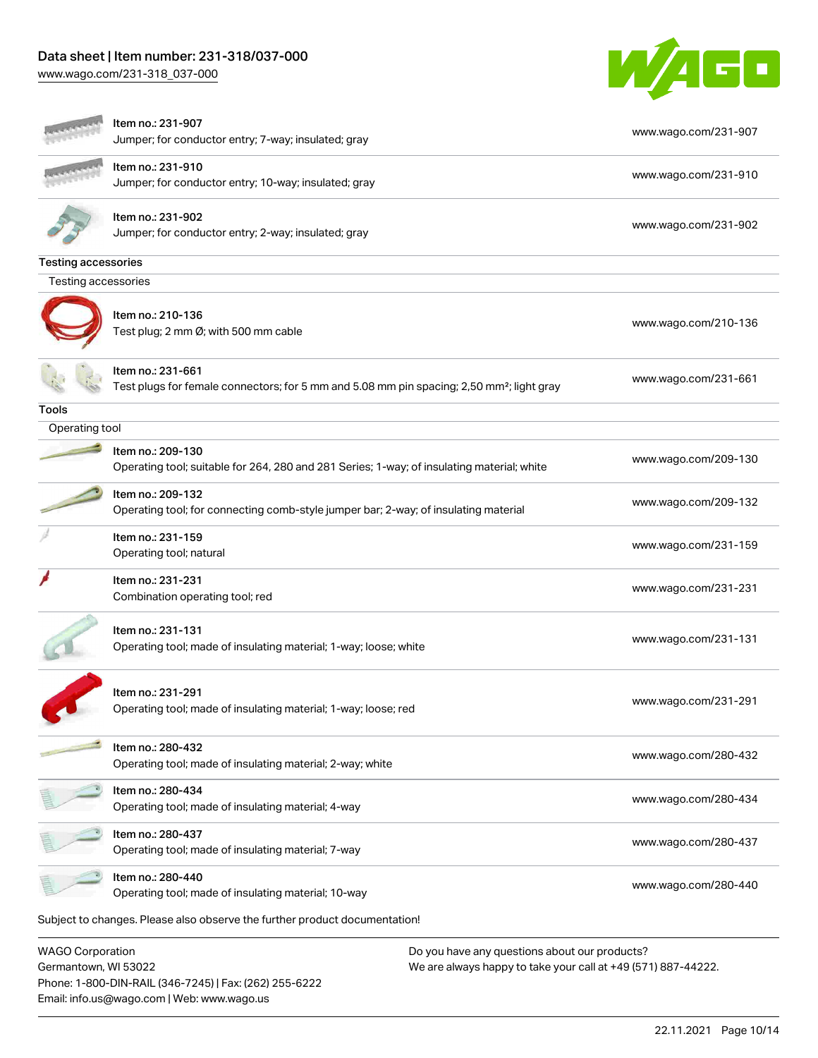| | |
|---|---|
| Item no.: 231-907<br>Jumper; for conductor entry; 7-way; insulated; gray | www.wago.com/231-907 |
| Item no.: 231-910<br>Jumper; for conductor entry; 10-way; insulated; gray | www.wago.com/231-910 |
| Item no.: 231-902<br>Jumper; for conductor entry; 2-way; insulated; gray | www.wago.com/231-902 |

## Testing accessories

### Testing accessories

| | |
|---|---|
| Item no.: 210-136<br>Test plug; 2 mm Ø; with 500 mm cable | www.wago.com/210-136 |
| Item no.: 231-661<br>Test plugs for female connectors; for 5 mm and 5.08 mm pin spacing; 2,50 mm²; light gray | www.wago.com/231-661 |

## Tools

### Operating tool

| | |
|---|---|
| Item no.: 209-130<br>Operating tool; suitable for 264, 280 and 281 Series; 1-way; of insulating material; white | www.wago.com/209-130 |
| Item no.: 209-132<br>Operating tool; for connecting comb-style jumper bar; 2-way; of insulating material | www.wago.com/209-132 |
| Item no.: 231-159<br>Operating tool; natural | www.wago.com/231-159 |
| Item no.: 231-231<br>Combination operating tool; red | www.wago.com/231-231 |
| Item no.: 231-131<br>Operating tool; made of insulating material; 1-way; loose; white | www.wago.com/231-131 |
| Item no.: 231-291<br>Operating tool; made of insulating material; 1-way; loose; red | www.wago.com/231-291 |
| Item no.: 280-432<br>Operating tool; made of insulating material; 2-way; white | www.wago.com/280-432 |
| Item no.: 280-434<br>Operating tool; made of insulating material; 4-way | www.wago.com/280-434 |
| Item no.: 280-437<br>Operating tool; made of insulating material; 7-way | www.wago.com/280-437 |
| Item no.: 280-440<br>Operating tool; made of insulating material; 10-way | www.wago.com/280-440 |

Subject to changes. Please also observe the further product documentation!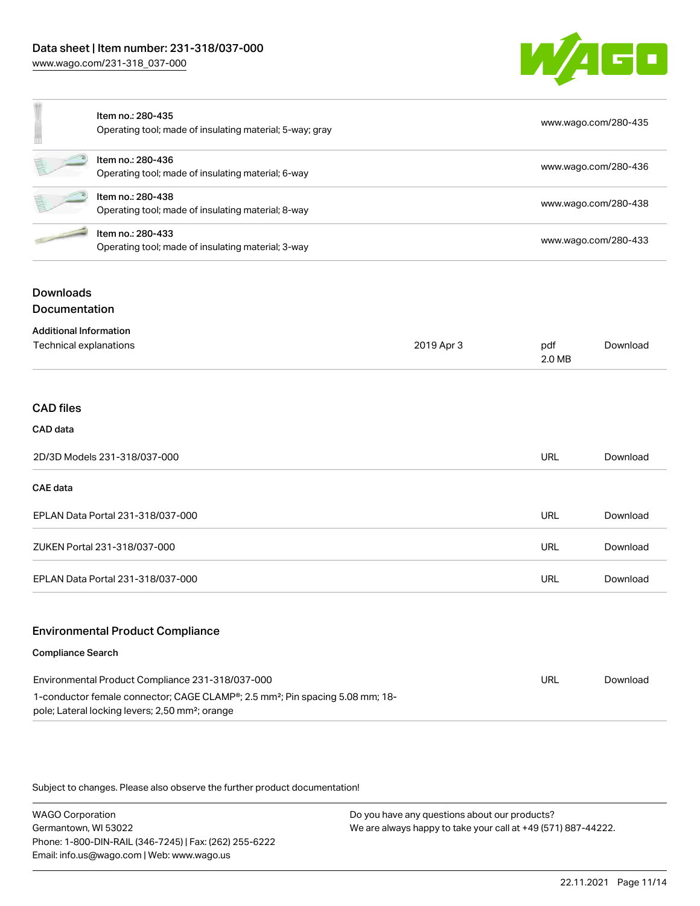| Item | Description | URL |
| --- | --- | --- |
| Item no.: 280-435 | Operating tool; made of insulating material; 5-way; gray | www.wago.com/280-435 |
| Item no.: 280-436 | Operating tool; made of insulating material; 6-way | www.wago.com/280-436 |
| Item no.: 280-438 | Operating tool; made of insulating material; 8-way | www.wago.com/280-438 |
| Item no.: 280-433 | Operating tool; made of insulating material; 3-way | www.wago.com/280-433 |

## Downloads

### Documentation

#### Additional Information

| | | | |
| --- | --- | --- | --- |
| Technical explanations | 2019 Apr 3 | pdf 2.0 MB | Download |

### CAD files

#### CAD data

| | | |
| --- | --- | --- |
| 2D/3D Models 231-318/037-000 | URL | Download |

#### CAE data

| | | |
| --- | --- | --- |
| EPLAN Data Portal 231-318/037-000 | URL | Download |
| ZUKEN Portal 231-318/037-000 | URL | Download |
| EPLAN Data Portal 231-318/037-000 | URL | Download |

### Environmental Product Compliance

#### Compliance Search

| | | |
| --- | --- | --- |
| Environmental Product Compliance 231-318/037-000<br>1-conductor female connector; CAGE CLAMP®; 2.5 mm²; Pin spacing 5.08 mm; 18-pole; Lateral locking levers; 2,50 mm²; orange | URL | Download |

Subject to changes. Please also observe the further product documentation!

WAGO Corporation
Germantown, WI 53022
Phone: 1-800-DIN-RAIL (346-7245) | Fax: (262) 255-6222
Email: info.us@wago.com | Web: www.wago.us

Do you have any questions about our products?
We are always happy to take your call at +49 (571) 887-44222.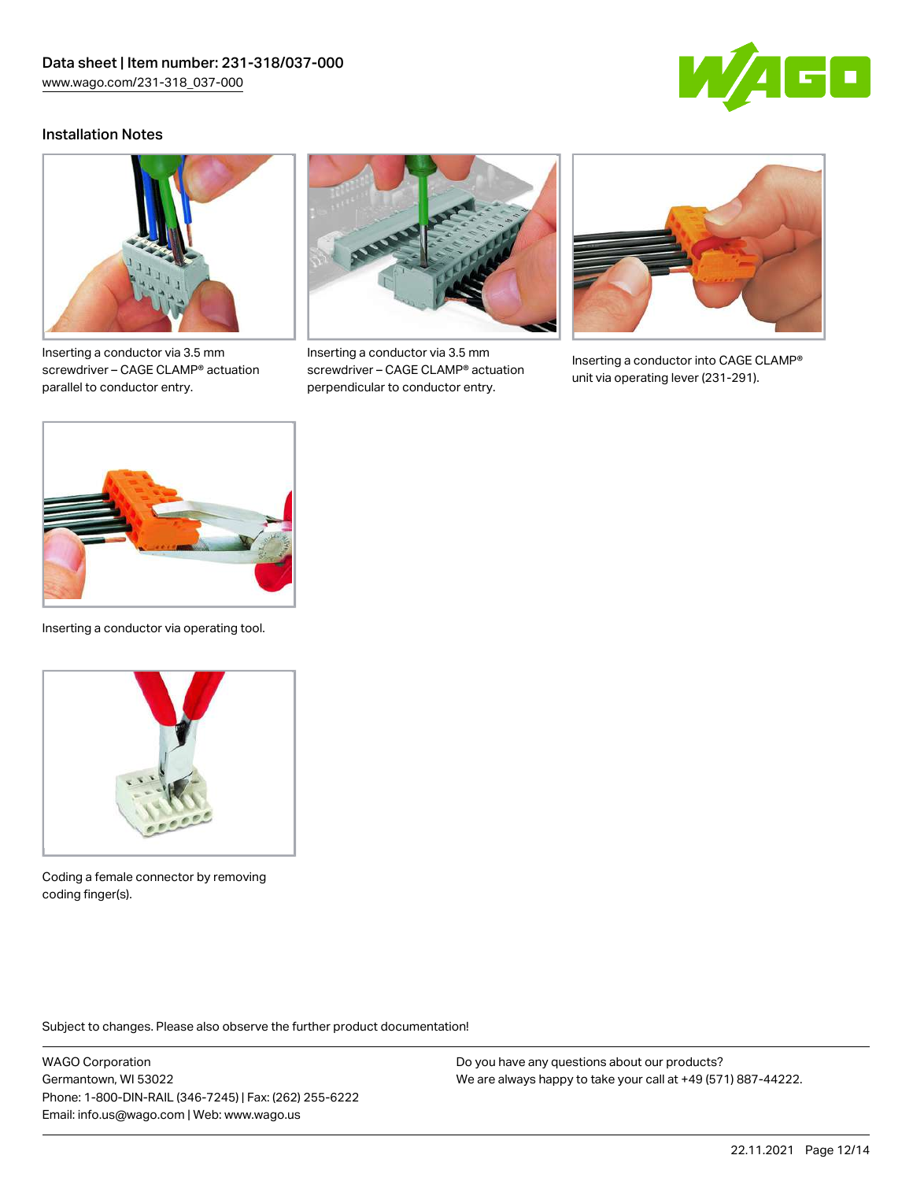## Installation Notes

Inserting a conductor via 3.5 mm screwdriver – CAGE CLAMP® actuation parallel to conductor entry.

Inserting a conductor via 3.5 mm screwdriver – CAGE CLAMP® actuation perpendicular to conductor entry.

Inserting a conductor into CAGE CLAMP® unit via operating lever (231-291).

Inserting a conductor via operating tool.

Coding a female connector by removing coding finger(s).

Subject to changes. Please also observe the further product documentation!

WAGO Corporation
Germantown, WI 53022
Phone: 1-800-DIN-RAIL (346-7245) | Fax: (262) 255-6222
Email: info.us@wago.com | Web: www.wago.us

Do you have any questions about our products?
We are always happy to take your call at +49 (571) 887-44222.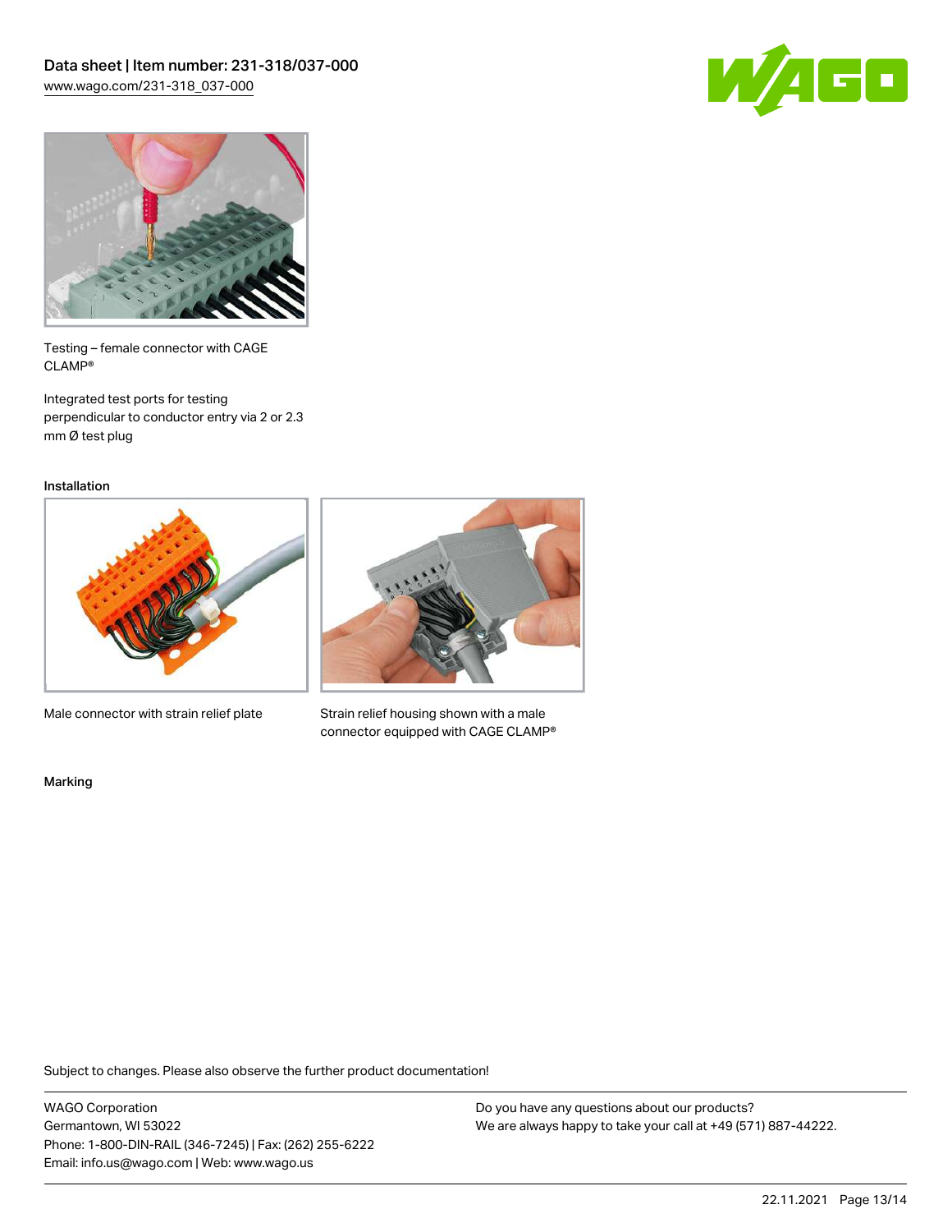Testing – female connector with CAGE CLAMP®

Integrated test ports for testing perpendicular to conductor entry via 2 or 2.3 mm Ø test plug

### Installation

Male connector with strain relief plate

Strain relief housing shown with a male connector equipped with CAGE CLAMP®

### Marking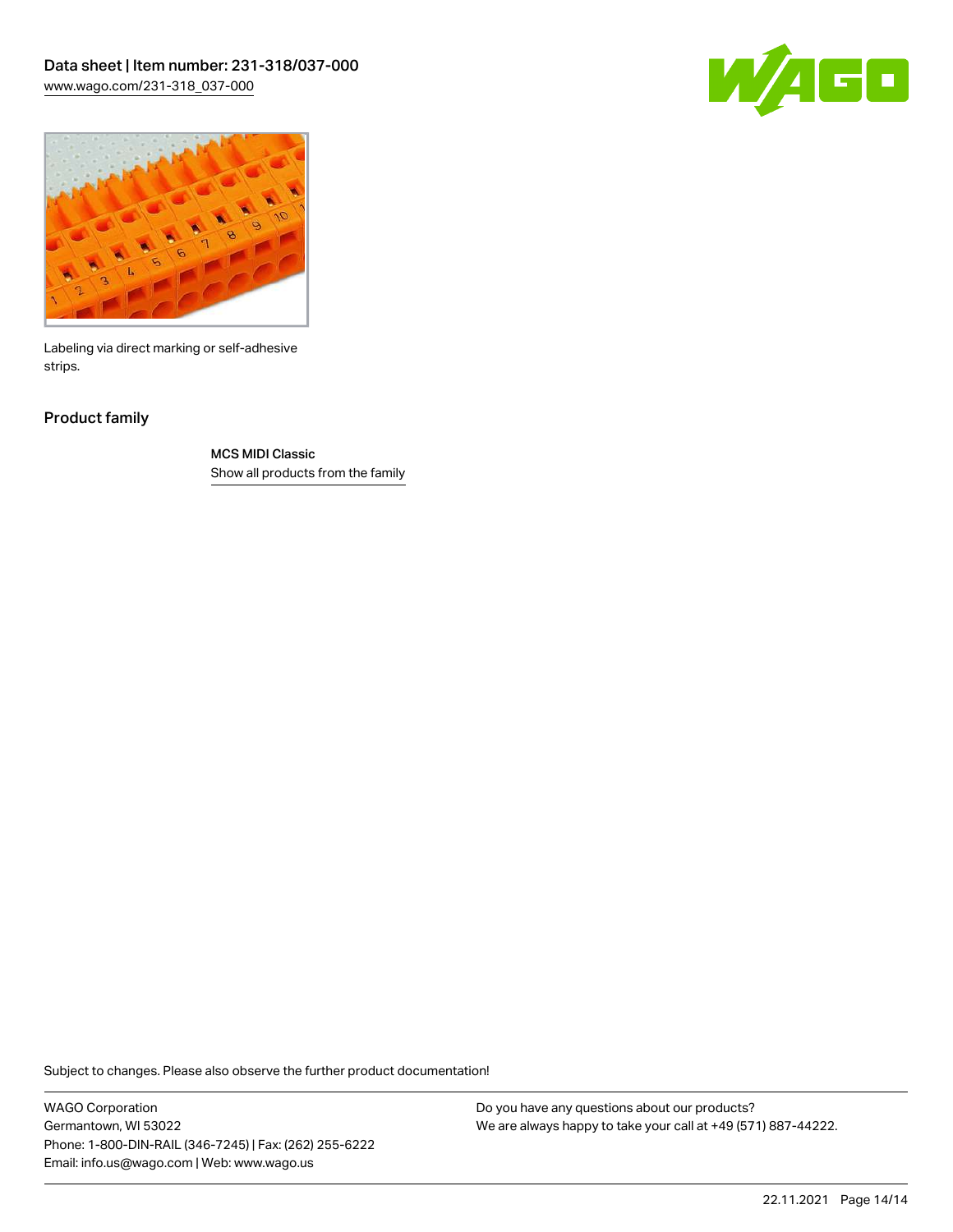Labeling via direct marking or self-adhesive strips.

## Product family

MCS MIDI Classic
Show all products from the family

Subject to changes. Please also observe the further product documentation!

WAGO Corporation
Germantown, WI 53022
Phone: 1-800-DIN-RAIL (346-7245) | Fax: (262) 255-6222
Email: info.us@wago.com | Web: www.wago.us

Do you have any questions about our products?
We are always happy to take your call at +49 (571) 887-44222.